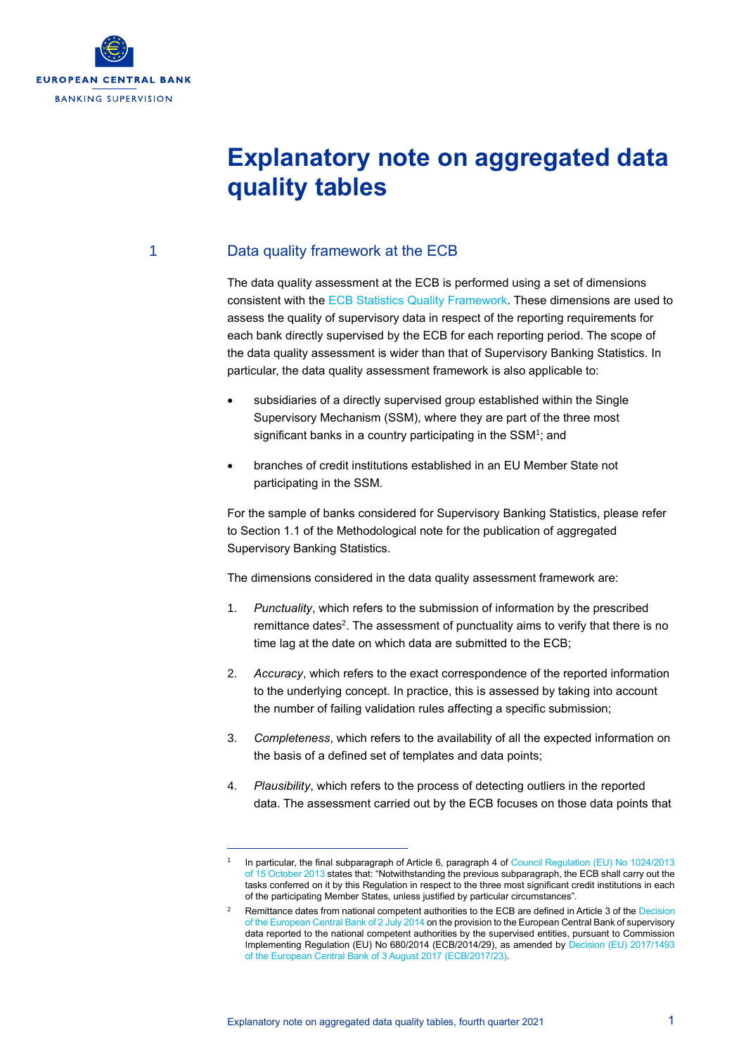# Explanatory note on aggregated data quality tables

## 1 Data quality framework at the ECB

The data quality assessment at the ECB is performed using a set of dimensions consistent with the ECB Statistics Quality Framework. These dimensions are used to assess the quality of supervisory data in respect of the reporting requirements for each bank directly supervised by the ECB for each reporting period. The scope of the data quality assessment is wider than that of Supervisory Banking Statistics. In particular, the data quality assessment framework is also applicable to:

- subsidiaries of a directly supervised group established within the Single Supervisory Mechanism (SSM), where they are part of the three most significant banks in a country participating in the SSM[1]; and
- branches of credit institutions established in an EU Member State not participating in the SSM.

For the sample of banks considered for Supervisory Banking Statistics, please refer to Section 1.1 of the Methodological note for the publication of aggregated Supervisory Banking Statistics.

The dimensions considered in the data quality assessment framework are:

1. *Punctuality*, which refers to the submission of information by the prescribed remittance dates[2]. The assessment of punctuality aims to verify that there is no time lag at the date on which data are submitted to the ECB;
2. *Accuracy*, which refers to the exact correspondence of the reported information to the underlying concept. In practice, this is assessed by taking into account the number of failing validation rules affecting a specific submission;
3. *Completeness*, which refers to the availability of all the expected information on the basis of a defined set of templates and data points;
4. *Plausibility*, which refers to the process of detecting outliers in the reported data. The assessment carried out by the ECB focuses on those data points that

---

[1] In particular, the final subparagraph of Article 6, paragraph 4 of Council Regulation (EU) No 1024/2013 of 15 October 2013 states that: "Notwithstanding the previous subparagraph, the ECB shall carry out the tasks conferred on it by this Regulation in respect to the three most significant credit institutions in each of the participating Member States, unless justified by particular circumstances".

[2] Remittance dates from national competent authorities to the ECB are defined in Article 3 of the Decision of the European Central Bank of 2 July 2014 on the provision to the European Central Bank of supervisory data reported to the national competent authorities by the supervised entities, pursuant to Commission Implementing Regulation (EU) No 680/2014 (ECB/2014/29), as amended by Decision (EU) 2017/1493 of the European Central Bank of 3 August 2017 (ECB/2017/23).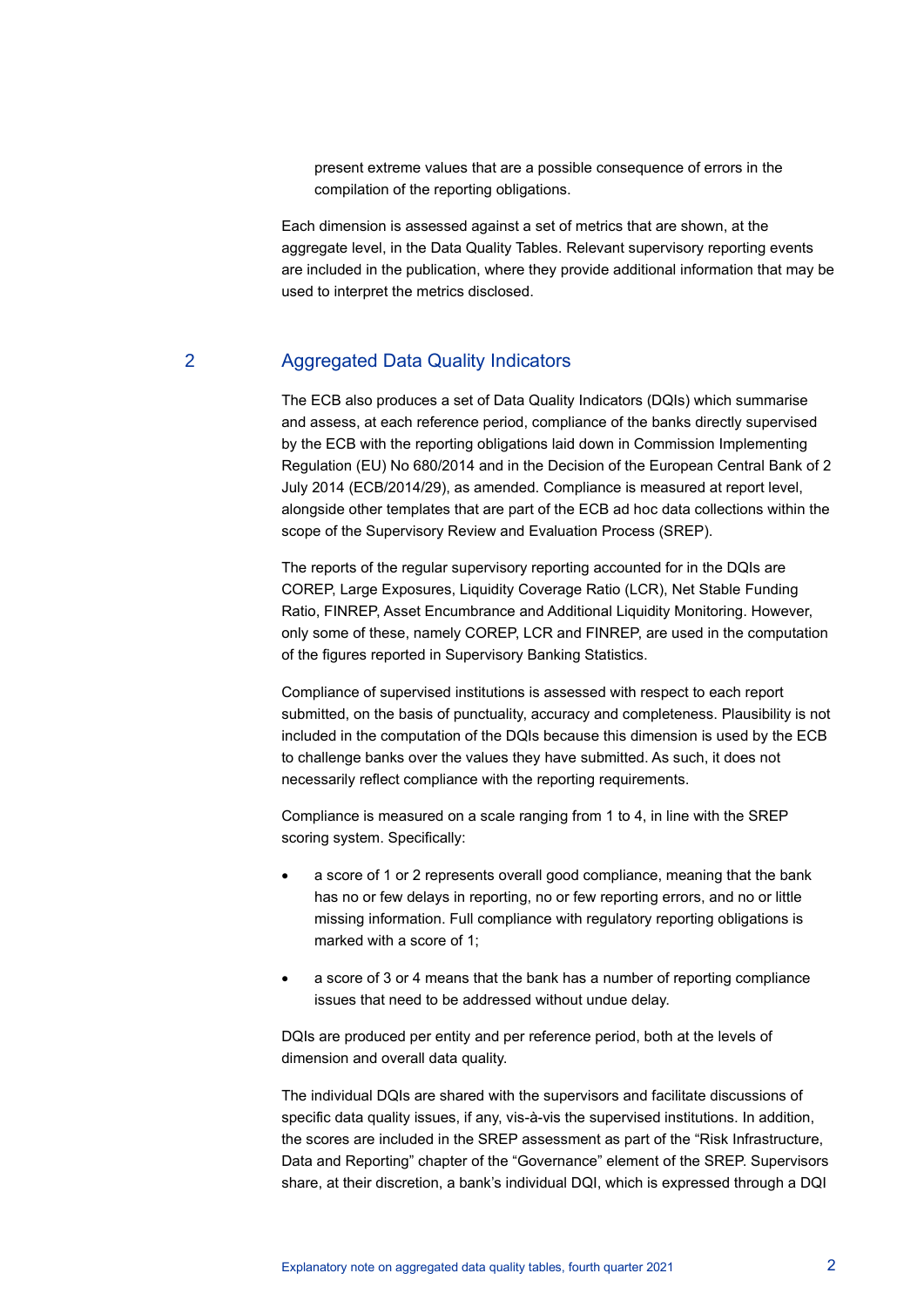present extreme values that are a possible consequence of errors in the compilation of the reporting obligations.

Each dimension is assessed against a set of metrics that are shown, at the aggregate level, in the Data Quality Tables. Relevant supervisory reporting events are included in the publication, where they provide additional information that may be used to interpret the metrics disclosed.

## 2 Aggregated Data Quality Indicators

The ECB also produces a set of Data Quality Indicators (DQIs) which summarise and assess, at each reference period, compliance of the banks directly supervised by the ECB with the reporting obligations laid down in Commission Implementing Regulation (EU) No 680/2014 and in the Decision of the European Central Bank of 2 July 2014 (ECB/2014/29), as amended. Compliance is measured at report level, alongside other templates that are part of the ECB ad hoc data collections within the scope of the Supervisory Review and Evaluation Process (SREP).

The reports of the regular supervisory reporting accounted for in the DQIs are COREP, Large Exposures, Liquidity Coverage Ratio (LCR), Net Stable Funding Ratio, FINREP, Asset Encumbrance and Additional Liquidity Monitoring. However, only some of these, namely COREP, LCR and FINREP, are used in the computation of the figures reported in Supervisory Banking Statistics.

Compliance of supervised institutions is assessed with respect to each report submitted, on the basis of punctuality, accuracy and completeness. Plausibility is not included in the computation of the DQIs because this dimension is used by the ECB to challenge banks over the values they have submitted. As such, it does not necessarily reflect compliance with the reporting requirements.

Compliance is measured on a scale ranging from 1 to 4, in line with the SREP scoring system. Specifically:

- a score of 1 or 2 represents overall good compliance, meaning that the bank has no or few delays in reporting, no or few reporting errors, and no or little missing information. Full compliance with regulatory reporting obligations is marked with a score of 1;
- a score of 3 or 4 means that the bank has a number of reporting compliance issues that need to be addressed without undue delay.

DQIs are produced per entity and per reference period, both at the levels of dimension and overall data quality.

The individual DQIs are shared with the supervisors and facilitate discussions of specific data quality issues, if any, vis-à-vis the supervised institutions. In addition, the scores are included in the SREP assessment as part of the "Risk Infrastructure, Data and Reporting" chapter of the "Governance" element of the SREP. Supervisors share, at their discretion, a bank's individual DQI, which is expressed through a DQI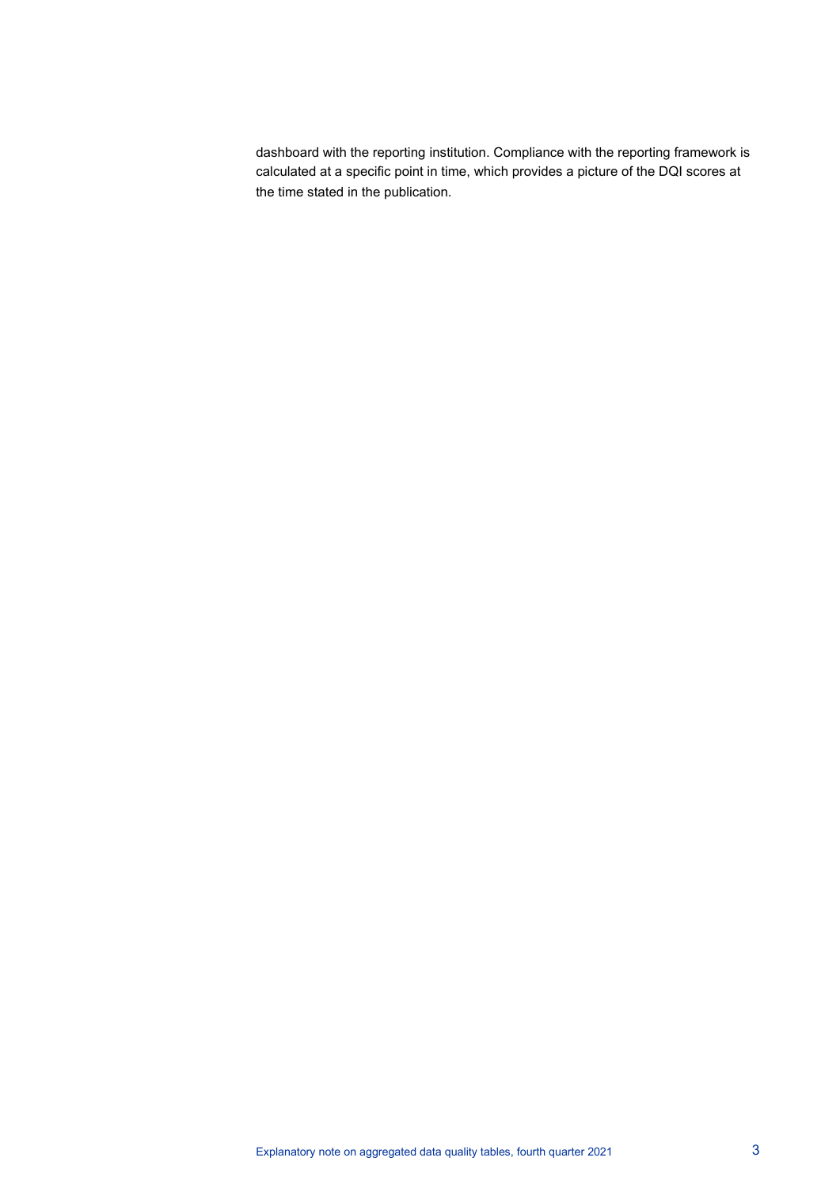dashboard with the reporting institution. Compliance with the reporting framework is calculated at a specific point in time, which provides a picture of the DQI scores at the time stated in the publication.